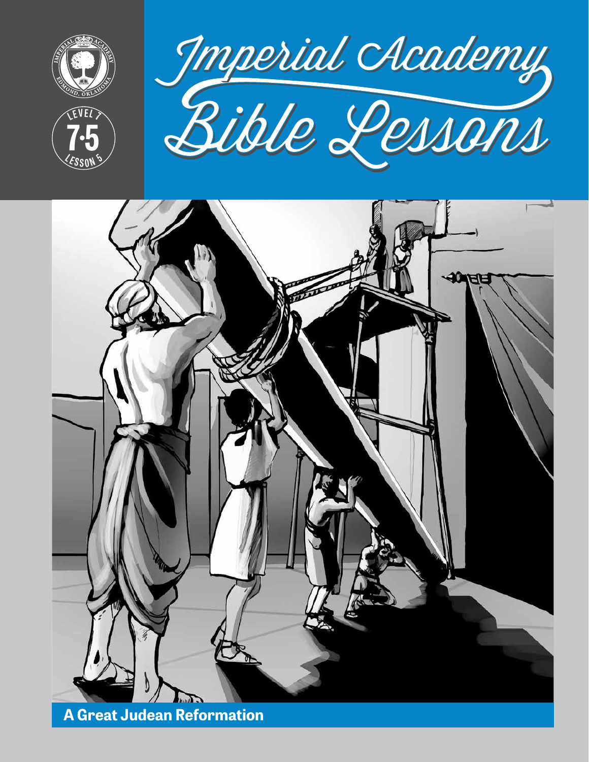# Imperial Academy Bible Lessons

LEVEL 7
7·5
LESSON 5

## A Great Judean Reformation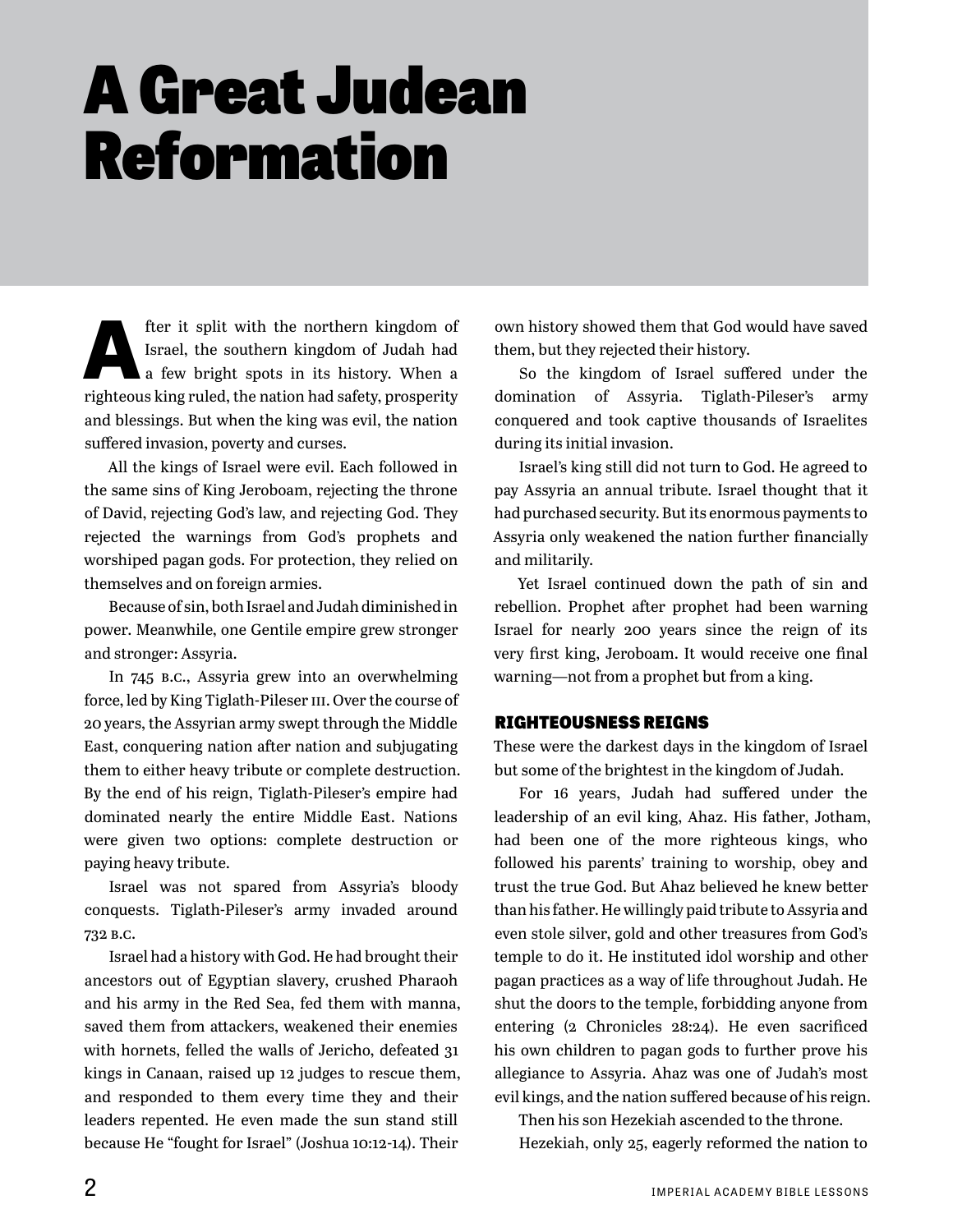# A Great Judean Reformation

After it split with the northern kingdom of Israel, the southern kingdom of Judah had a few bright spots in its history. When a righteous king ruled, the nation had safety, prosperity and blessings. But when the king was evil, the nation suffered invasion, poverty and curses.

All the kings of Israel were evil. Each followed in the same sins of King Jeroboam, rejecting the throne of David, rejecting God's law, and rejecting God. They rejected the warnings from God's prophets and worshiped pagan gods. For protection, they relied on themselves and on foreign armies.

Because of sin, both Israel and Judah diminished in power. Meanwhile, one Gentile empire grew stronger and stronger: Assyria.

In 745 B.C., Assyria grew into an overwhelming force, led by King Tiglath-Pileser III. Over the course of 20 years, the Assyrian army swept through the Middle East, conquering nation after nation and subjugating them to either heavy tribute or complete destruction. By the end of his reign, Tiglath-Pileser's empire had dominated nearly the entire Middle East. Nations were given two options: complete destruction or paying heavy tribute.

Israel was not spared from Assyria's bloody conquests. Tiglath-Pileser's army invaded around 732 B.C.

Israel had a history with God. He had brought their ancestors out of Egyptian slavery, crushed Pharaoh and his army in the Red Sea, fed them with manna, saved them from attackers, weakened their enemies with hornets, felled the walls of Jericho, defeated 31 kings in Canaan, raised up 12 judges to rescue them, and responded to them every time they and their leaders repented. He even made the sun stand still because He "fought for Israel" (Joshua 10:12-14). Their own history showed them that God would have saved them, but they rejected their history.

So the kingdom of Israel suffered under the domination of Assyria. Tiglath-Pileser's army conquered and took captive thousands of Israelites during its initial invasion.

Israel's king still did not turn to God. He agreed to pay Assyria an annual tribute. Israel thought that it had purchased security. But its enormous payments to Assyria only weakened the nation further financially and militarily.

Yet Israel continued down the path of sin and rebellion. Prophet after prophet had been warning Israel for nearly 200 years since the reign of its very first king, Jeroboam. It would receive one final warning—not from a prophet but from a king.

### RIGHTEOUSNESS REIGNS

These were the darkest days in the kingdom of Israel but some of the brightest in the kingdom of Judah.

For 16 years, Judah had suffered under the leadership of an evil king, Ahaz. His father, Jotham, had been one of the more righteous kings, who followed his parents' training to worship, obey and trust the true God. But Ahaz believed he knew better than his father. He willingly paid tribute to Assyria and even stole silver, gold and other treasures from God's temple to do it. He instituted idol worship and other pagan practices as a way of life throughout Judah. He shut the doors to the temple, forbidding anyone from entering (2 Chronicles 28:24). He even sacrificed his own children to pagan gods to further prove his allegiance to Assyria. Ahaz was one of Judah's most evil kings, and the nation suffered because of his reign.

Then his son Hezekiah ascended to the throne.

Hezekiah, only 25, eagerly reformed the nation to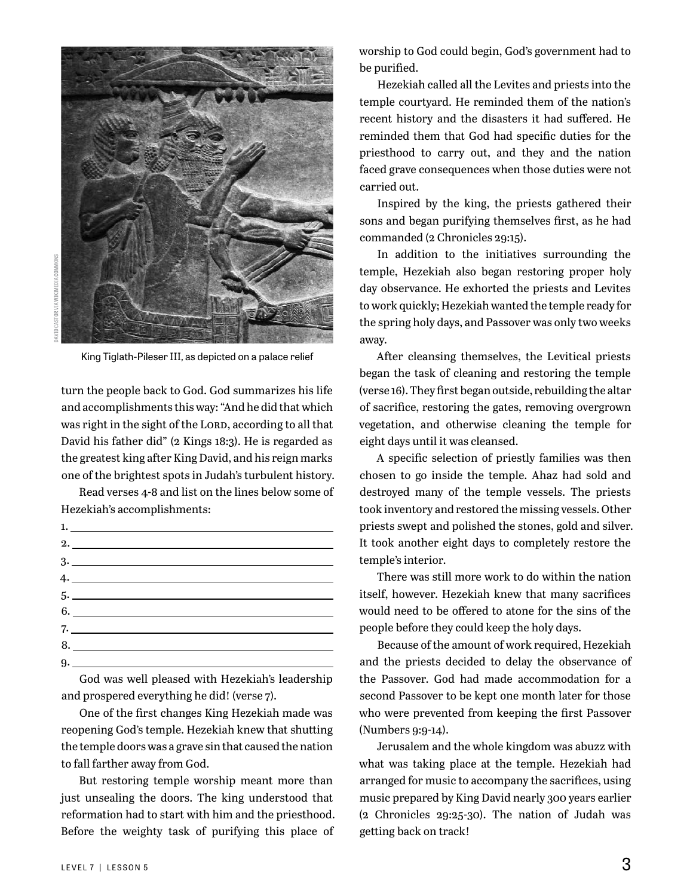King Tiglath-Pileser III, as depicted on a palace relief

turn the people back to God. God summarizes his life and accomplishments this way: "And he did that which was right in the sight of the LORD, according to all that David his father did" (2 Kings 18:3). He is regarded as the greatest king after King David, and his reign marks one of the brightest spots in Judah's turbulent history.

Read verses 4-8 and list on the lines below some of Hezekiah's accomplishments:

1. \_\_\_\_\_\_\_\_\_\_\_\_\_\_\_\_\_\_\_\_
2. \_\_\_\_\_\_\_\_\_\_\_\_\_\_\_\_\_\_\_\_
3. \_\_\_\_\_\_\_\_\_\_\_\_\_\_\_\_\_\_\_\_
4. \_\_\_\_\_\_\_\_\_\_\_\_\_\_\_\_\_\_\_\_
5. \_\_\_\_\_\_\_\_\_\_\_\_\_\_\_\_\_\_\_\_
6. \_\_\_\_\_\_\_\_\_\_\_\_\_\_\_\_\_\_\_\_
7. \_\_\_\_\_\_\_\_\_\_\_\_\_\_\_\_\_\_\_\_
8. \_\_\_\_\_\_\_\_\_\_\_\_\_\_\_\_\_\_\_\_
9. \_\_\_\_\_\_\_\_\_\_\_\_\_\_\_\_\_\_\_\_

God was well pleased with Hezekiah's leadership and prospered everything he did! (verse 7).

One of the first changes King Hezekiah made was reopening God's temple. Hezekiah knew that shutting the temple doors was a grave sin that caused the nation to fall farther away from God.

But restoring temple worship meant more than just unsealing the doors. The king understood that reformation had to start with him and the priesthood. Before the weighty task of purifying this place of worship to God could begin, God's government had to be purified.

Hezekiah called all the Levites and priests into the temple courtyard. He reminded them of the nation's recent history and the disasters it had suffered. He reminded them that God had specific duties for the priesthood to carry out, and they and the nation faced grave consequences when those duties were not carried out.

Inspired by the king, the priests gathered their sons and began purifying themselves first, as he had commanded (2 Chronicles 29:15).

In addition to the initiatives surrounding the temple, Hezekiah also began restoring proper holy day observance. He exhorted the priests and Levites to work quickly; Hezekiah wanted the temple ready for the spring holy days, and Passover was only two weeks away.

After cleansing themselves, the Levitical priests began the task of cleaning and restoring the temple (verse 16). They first began outside, rebuilding the altar of sacrifice, restoring the gates, removing overgrown vegetation, and otherwise cleaning the temple for eight days until it was cleansed.

A specific selection of priestly families was then chosen to go inside the temple. Ahaz had sold and destroyed many of the temple vessels. The priests took inventory and restored the missing vessels. Other priests swept and polished the stones, gold and silver. It took another eight days to completely restore the temple's interior.

There was still more work to do within the nation itself, however. Hezekiah knew that many sacrifices would need to be offered to atone for the sins of the people before they could keep the holy days.

Because of the amount of work required, Hezekiah and the priests decided to delay the observance of the Passover. God had made accommodation for a second Passover to be kept one month later for those who were prevented from keeping the first Passover (Numbers 9:9-14).

Jerusalem and the whole kingdom was abuzz with what was taking place at the temple. Hezekiah had arranged for music to accompany the sacrifices, using music prepared by King David nearly 300 years earlier (2 Chronicles 29:25-30). The nation of Judah was getting back on track!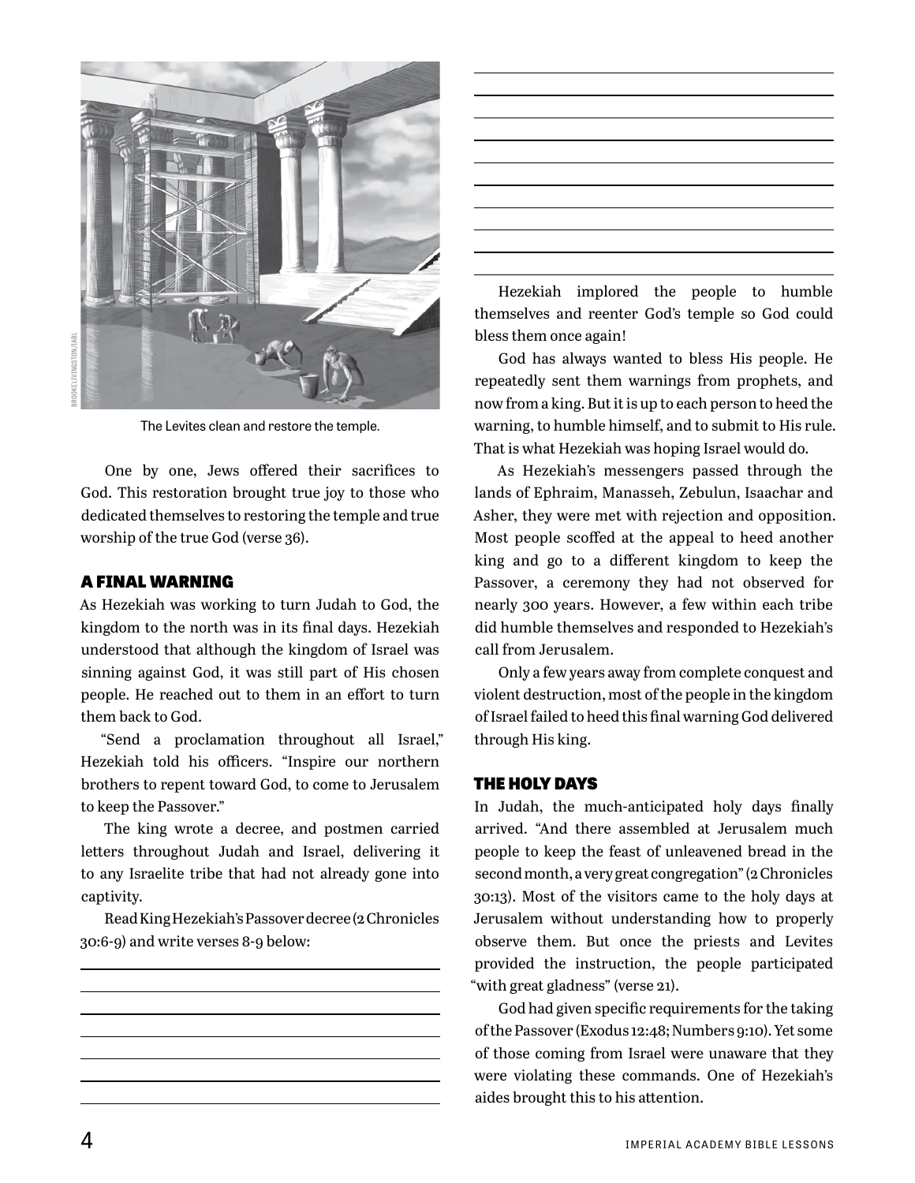The Levites clean and restore the temple.

One by one, Jews offered their sacrifices to God. This restoration brought true joy to those who dedicated themselves to restoring the temple and true worship of the true God (verse 36).

## A FINAL WARNING

As Hezekiah was working to turn Judah to God, the kingdom to the north was in its final days. Hezekiah understood that although the kingdom of Israel was sinning against God, it was still part of His chosen people. He reached out to them in an effort to turn them back to God.

"Send a proclamation throughout all Israel," Hezekiah told his officers. "Inspire our northern brothers to repent toward God, to come to Jerusalem to keep the Passover."

The king wrote a decree, and postmen carried letters throughout Judah and Israel, delivering it to any Israelite tribe that had not already gone into captivity.

Read King Hezekiah's Passover decree (2 Chronicles 30:6-9) and write verses 8-9 below:

Hezekiah implored the people to humble themselves and reenter God's temple so God could bless them once again!

God has always wanted to bless His people. He repeatedly sent them warnings from prophets, and now from a king. But it is up to each person to heed the warning, to humble himself, and to submit to His rule. That is what Hezekiah was hoping Israel would do.

As Hezekiah's messengers passed through the lands of Ephraim, Manasseh, Zebulun, Isaachar and Asher, they were met with rejection and opposition. Most people scoffed at the appeal to heed another king and go to a different kingdom to keep the Passover, a ceremony they had not observed for nearly 300 years. However, a few within each tribe did humble themselves and responded to Hezekiah's call from Jerusalem.

Only a few years away from complete conquest and violent destruction, most of the people in the kingdom of Israel failed to heed this final warning God delivered through His king.

## THE HOLY DAYS

In Judah, the much-anticipated holy days finally arrived. "And there assembled at Jerusalem much people to keep the feast of unleavened bread in the second month, a very great congregation" (2 Chronicles 30:13). Most of the visitors came to the holy days at Jerusalem without understanding how to properly observe them. But once the priests and Levites provided the instruction, the people participated "with great gladness" (verse 21).

God had given specific requirements for the taking of the Passover (Exodus 12:48; Numbers 9:10). Yet some of those coming from Israel were unaware that they were violating these commands. One of Hezekiah's aides brought this to his attention.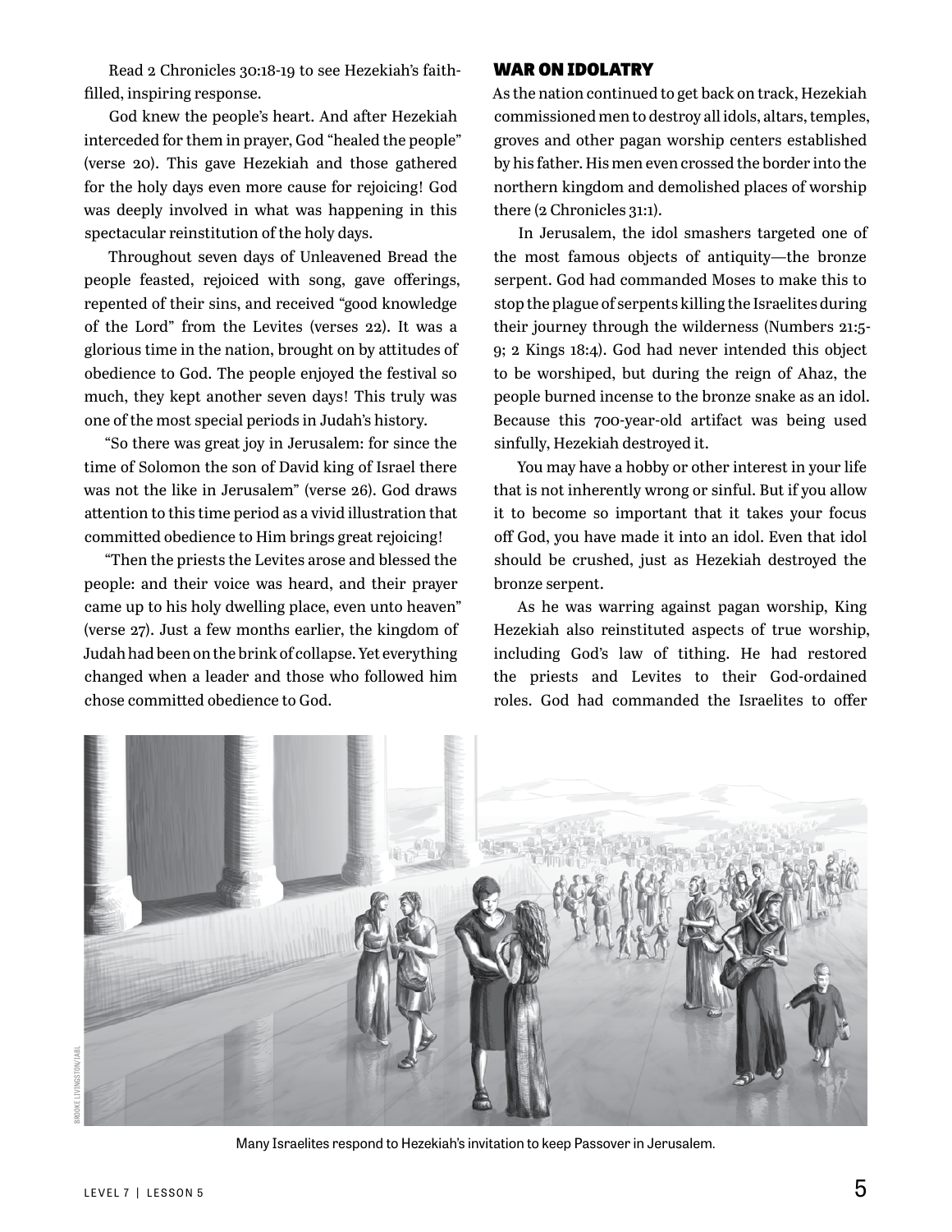Read 2 Chronicles 30:18-19 to see Hezekiah's faith-filled, inspiring response.

God knew the people's heart. And after Hezekiah interceded for them in prayer, God "healed the people" (verse 20). This gave Hezekiah and those gathered for the holy days even more cause for rejoicing! God was deeply involved in what was happening in this spectacular reinstitution of the holy days.

Throughout seven days of Unleavened Bread the people feasted, rejoiced with song, gave offerings, repented of their sins, and received "good knowledge of the Lord" from the Levites (verses 22). It was a glorious time in the nation, brought on by attitudes of obedience to God. The people enjoyed the festival so much, they kept another seven days! This truly was one of the most special periods in Judah's history.

"So there was great joy in Jerusalem: for since the time of Solomon the son of David king of Israel there was not the like in Jerusalem" (verse 26). God draws attention to this time period as a vivid illustration that committed obedience to Him brings great rejoicing!

"Then the priests the Levites arose and blessed the people: and their voice was heard, and their prayer came up to his holy dwelling place, even unto heaven" (verse 27). Just a few months earlier, the kingdom of Judah had been on the brink of collapse. Yet everything changed when a leader and those who followed him chose committed obedience to God.

## WAR ON IDOLATRY

As the nation continued to get back on track, Hezekiah commissioned men to destroy all idols, altars, temples, groves and other pagan worship centers established by his father. His men even crossed the border into the northern kingdom and demolished places of worship there (2 Chronicles 31:1).

In Jerusalem, the idol smashers targeted one of the most famous objects of antiquity—the bronze serpent. God had commanded Moses to make this to stop the plague of serpents killing the Israelites during their journey through the wilderness (Numbers 21:5-9; 2 Kings 18:4). God had never intended this object to be worshiped, but during the reign of Ahaz, the people burned incense to the bronze snake as an idol. Because this 700-year-old artifact was being used sinfully, Hezekiah destroyed it.

You may have a hobby or other interest in your life that is not inherently wrong or sinful. But if you allow it to become so important that it takes your focus off God, you have made it into an idol. Even that idol should be crushed, just as Hezekiah destroyed the bronze serpent.

As he was warring against pagan worship, King Hezekiah also reinstituted aspects of true worship, including God's law of tithing. He had restored the priests and Levites to their God-ordained roles. God had commanded the Israelites to offer

BROOKE LIVINGSTON/IABL

Many Israelites respond to Hezekiah's invitation to keep Passover in Jerusalem.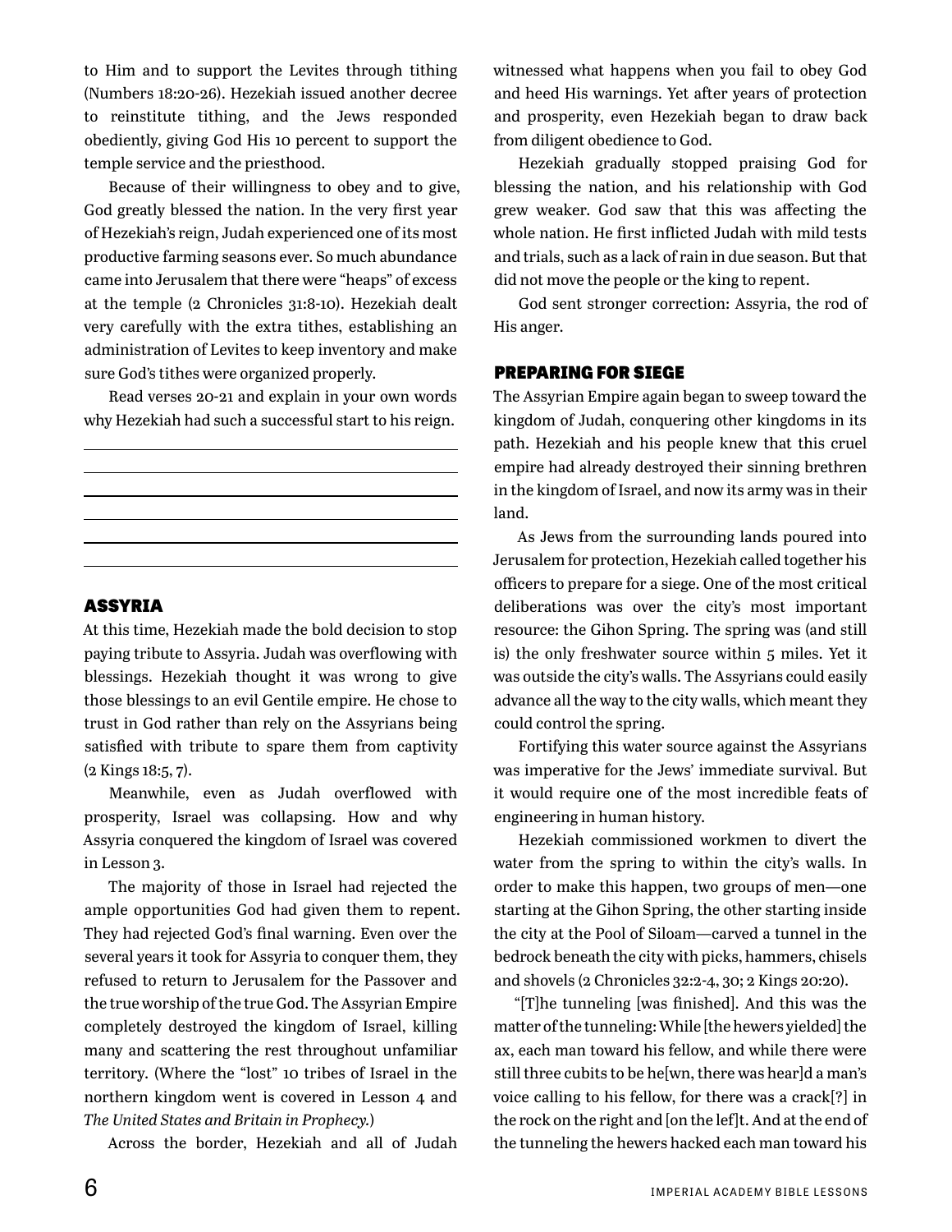to Him and to support the Levites through tithing (Numbers 18:20-26). Hezekiah issued another decree to reinstitute tithing, and the Jews responded obediently, giving God His 10 percent to support the temple service and the priesthood.

Because of their willingness to obey and to give, God greatly blessed the nation. In the very first year of Hezekiah's reign, Judah experienced one of its most productive farming seasons ever. So much abundance came into Jerusalem that there were "heaps" of excess at the temple (2 Chronicles 31:8-10). Hezekiah dealt very carefully with the extra tithes, establishing an administration of Levites to keep inventory and make sure God's tithes were organized properly.

Read verses 20-21 and explain in your own words why Hezekiah had such a successful start to his reign.

## ASSYRIA

At this time, Hezekiah made the bold decision to stop paying tribute to Assyria. Judah was overflowing with blessings. Hezekiah thought it was wrong to give those blessings to an evil Gentile empire. He chose to trust in God rather than rely on the Assyrians being satisfied with tribute to spare them from captivity (2 Kings 18:5, 7).

Meanwhile, even as Judah overflowed with prosperity, Israel was collapsing. How and why Assyria conquered the kingdom of Israel was covered in Lesson 3.

The majority of those in Israel had rejected the ample opportunities God had given them to repent. They had rejected God's final warning. Even over the several years it took for Assyria to conquer them, they refused to return to Jerusalem for the Passover and the true worship of the true God. The Assyrian Empire completely destroyed the kingdom of Israel, killing many and scattering the rest throughout unfamiliar territory. (Where the "lost" 10 tribes of Israel in the northern kingdom went is covered in Lesson 4 and *The United States and Britain in Prophecy.*)

Across the border, Hezekiah and all of Judah witnessed what happens when you fail to obey God and heed His warnings. Yet after years of protection and prosperity, even Hezekiah began to draw back from diligent obedience to God.

Hezekiah gradually stopped praising God for blessing the nation, and his relationship with God grew weaker. God saw that this was affecting the whole nation. He first inflicted Judah with mild tests and trials, such as a lack of rain in due season. But that did not move the people or the king to repent.

God sent stronger correction: Assyria, the rod of His anger.

## PREPARING FOR SIEGE

The Assyrian Empire again began to sweep toward the kingdom of Judah, conquering other kingdoms in its path. Hezekiah and his people knew that this cruel empire had already destroyed their sinning brethren in the kingdom of Israel, and now its army was in their land.

As Jews from the surrounding lands poured into Jerusalem for protection, Hezekiah called together his officers to prepare for a siege. One of the most critical deliberations was over the city's most important resource: the Gihon Spring. The spring was (and still is) the only freshwater source within 5 miles. Yet it was outside the city's walls. The Assyrians could easily advance all the way to the city walls, which meant they could control the spring.

Fortifying this water source against the Assyrians was imperative for the Jews' immediate survival. But it would require one of the most incredible feats of engineering in human history.

Hezekiah commissioned workmen to divert the water from the spring to within the city's walls. In order to make this happen, two groups of men—one starting at the Gihon Spring, the other starting inside the city at the Pool of Siloam—carved a tunnel in the bedrock beneath the city with picks, hammers, chisels and shovels (2 Chronicles 32:2-4, 30; 2 Kings 20:20).

"[T]he tunneling [was finished]. And this was the matter of the tunneling: While [the hewers yielded] the ax, each man toward his fellow, and while there were still three cubits to be he[wn, there was hear]d a man's voice calling to his fellow, for there was a crack[?] in the rock on the right and [on the lef]t. And at the end of the tunneling the hewers hacked each man toward his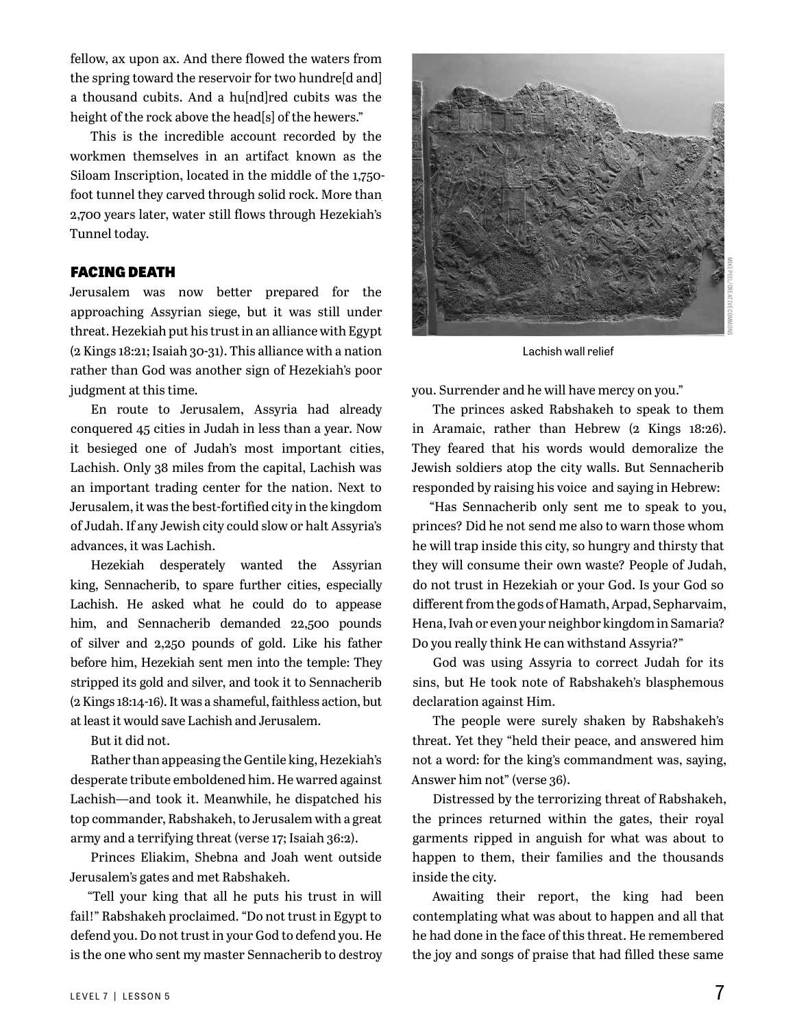fellow, ax upon ax. And there flowed the waters from the spring toward the reservoir for two hundre[d and] a thousand cubits. And a hu[nd]red cubits was the height of the rock above the head[s] of the hewers."

This is the incredible account recorded by the workmen themselves in an artifact known as the Siloam Inscription, located in the middle of the 1,750-foot tunnel they carved through solid rock. More than 2,700 years later, water still flows through Hezekiah's Tunnel today.

## FACING DEATH

Jerusalem was now better prepared for the approaching Assyrian siege, but it was still under threat. Hezekiah put his trust in an alliance with Egypt (2 Kings 18:21; Isaiah 30-31). This alliance with a nation rather than God was another sign of Hezekiah's poor judgment at this time.

En route to Jerusalem, Assyria had already conquered 45 cities in Judah in less than a year. Now it besieged one of Judah's most important cities, Lachish. Only 38 miles from the capital, Lachish was an important trading center for the nation. Next to Jerusalem, it was the best-fortified city in the kingdom of Judah. If any Jewish city could slow or halt Assyria's advances, it was Lachish.

Hezekiah desperately wanted the Assyrian king, Sennacherib, to spare further cities, especially Lachish. He asked what he could do to appease him, and Sennacherib demanded 22,500 pounds of silver and 2,250 pounds of gold. Like his father before him, Hezekiah sent men into the temple: They stripped its gold and silver, and took it to Sennacherib (2 Kings 18:14-16). It was a shameful, faithless action, but at least it would save Lachish and Jerusalem.

But it did not.

Rather than appeasing the Gentile king, Hezekiah's desperate tribute emboldened him. He warred against Lachish—and took it. Meanwhile, he dispatched his top commander, Rabshakeh, to Jerusalem with a great army and a terrifying threat (verse 17; Isaiah 36:2).

Princes Eliakim, Shebna and Joah went outside Jerusalem's gates and met Rabshakeh.

"Tell your king that all he puts his trust in will fail!" Rabshakeh proclaimed. "Do not trust in Egypt to defend you. Do not trust in your God to defend you. He is the one who sent my master Sennacherib to destroy you. Surrender and he will have mercy on you."

Lachish wall relief

The princes asked Rabshakeh to speak to them in Aramaic, rather than Hebrew (2 Kings 18:26). They feared that his words would demoralize the Jewish soldiers atop the city walls. But Sennacherib responded by raising his voice and saying in Hebrew:

"Has Sennacherib only sent me to speak to you, princes? Did he not send me also to warn those whom he will trap inside this city, so hungry and thirsty that they will consume their own waste? People of Judah, do not trust in Hezekiah or your God. Is your God so different from the gods of Hamath, Arpad, Sepharvaim, Hena, Ivah or even your neighbor kingdom in Samaria? Do you really think He can withstand Assyria?"

God was using Assyria to correct Judah for its sins, but He took note of Rabshakeh's blasphemous declaration against Him.

The people were surely shaken by Rabshakeh's threat. Yet they "held their peace, and answered him not a word: for the king's commandment was, saying, Answer him not" (verse 36).

Distressed by the terrorizing threat of Rabshakeh, the princes returned within the gates, their royal garments ripped in anguish for what was about to happen to them, their families and the thousands inside the city.

Awaiting their report, the king had been contemplating what was about to happen and all that he had done in the face of this threat. He remembered the joy and songs of praise that had filled these same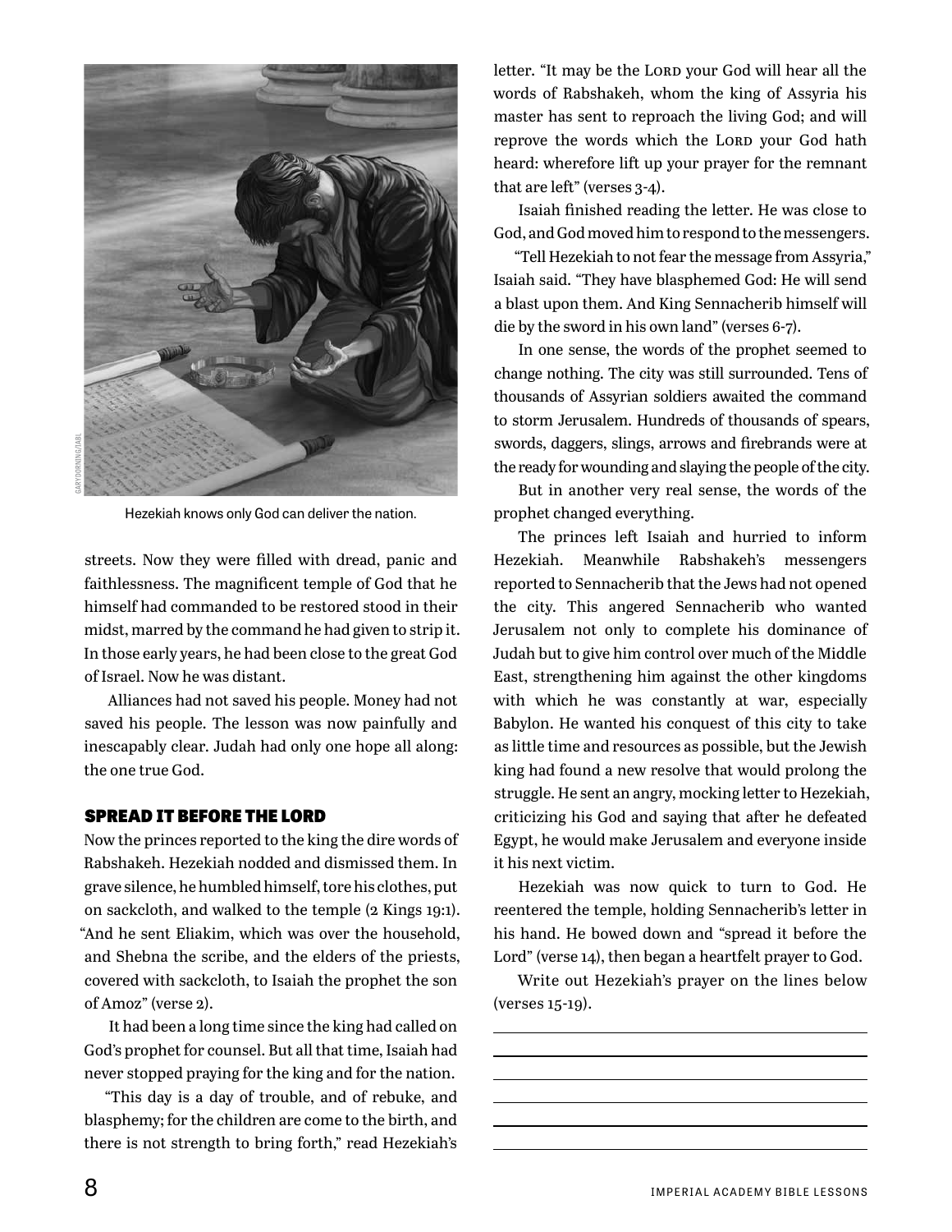Hezekiah knows only God can deliver the nation.

streets. Now they were filled with dread, panic and faithlessness. The magnificent temple of God that he himself had commanded to be restored stood in their midst, marred by the command he had given to strip it. In those early years, he had been close to the great God of Israel. Now he was distant.

Alliances had not saved his people. Money had not saved his people. The lesson was now painfully and inescapably clear. Judah had only one hope all along: the one true God.

## SPREAD IT BEFORE THE LORD

Now the princes reported to the king the dire words of Rabshakeh. Hezekiah nodded and dismissed them. In grave silence, he humbled himself, tore his clothes, put on sackcloth, and walked to the temple (2 Kings 19:1). "And he sent Eliakim, which was over the household, and Shebna the scribe, and the elders of the priests, covered with sackcloth, to Isaiah the prophet the son of Amoz" (verse 2).

It had been a long time since the king had called on God's prophet for counsel. But all that time, Isaiah had never stopped praying for the king and for the nation.

"This day is a day of trouble, and of rebuke, and blasphemy; for the children are come to the birth, and there is not strength to bring forth," read Hezekiah's letter. "It may be the Lord your God will hear all the words of Rabshakeh, whom the king of Assyria his master has sent to reproach the living God; and will reprove the words which the Lord your God hath heard: wherefore lift up your prayer for the remnant that are left" (verses 3-4).

Isaiah finished reading the letter. He was close to God, and God moved him to respond to the messengers.

"Tell Hezekiah to not fear the message from Assyria," Isaiah said. "They have blasphemed God: He will send a blast upon them. And King Sennacherib himself will die by the sword in his own land" (verses 6-7).

In one sense, the words of the prophet seemed to change nothing. The city was still surrounded. Tens of thousands of Assyrian soldiers awaited the command to storm Jerusalem. Hundreds of thousands of spears, swords, daggers, slings, arrows and firebrands were at the ready for wounding and slaying the people of the city.

But in another very real sense, the words of the prophet changed everything.

The princes left Isaiah and hurried to inform Hezekiah. Meanwhile Rabshakeh's messengers reported to Sennacherib that the Jews had not opened the city. This angered Sennacherib who wanted Jerusalem not only to complete his dominance of Judah but to give him control over much of the Middle East, strengthening him against the other kingdoms with which he was constantly at war, especially Babylon. He wanted his conquest of this city to take as little time and resources as possible, but the Jewish king had found a new resolve that would prolong the struggle. He sent an angry, mocking letter to Hezekiah, criticizing his God and saying that after he defeated Egypt, he would make Jerusalem and everyone inside it his next victim.

Hezekiah was now quick to turn to God. He reentered the temple, holding Sennacherib's letter in his hand. He bowed down and "spread it before the Lord" (verse 14), then began a heartfelt prayer to God.

Write out Hezekiah's prayer on the lines below (verses 15-19).

______________________________

______________________________

______________________________

______________________________

______________________________

______________________________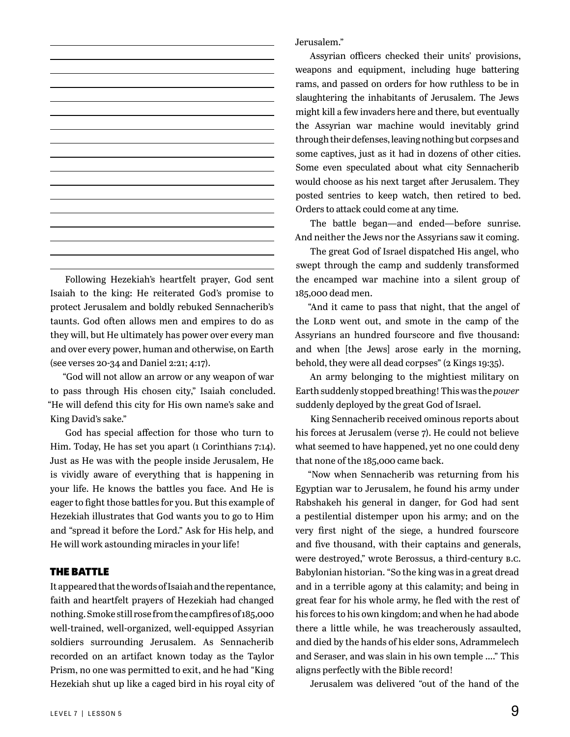Following Hezekiah's heartfelt prayer, God sent Isaiah to the king: He reiterated God's promise to protect Jerusalem and boldly rebuked Sennacherib's taunts. God often allows men and empires to do as they will, but He ultimately has power over every man and over every power, human and otherwise, on Earth (see verses 20-34 and Daniel 2:21; 4:17).

"God will not allow an arrow or any weapon of war to pass through His chosen city," Isaiah concluded. "He will defend this city for His own name's sake and King David's sake."

God has special affection for those who turn to Him. Today, He has set you apart (1 Corinthians 7:14). Just as He was with the people inside Jerusalem, He is vividly aware of everything that is happening in your life. He knows the battles you face. And He is eager to fight those battles for you. But this example of Hezekiah illustrates that God wants you to go to Him and "spread it before the Lord." Ask for His help, and He will work astounding miracles in your life!

### THE BATTLE

It appeared that the words of Isaiah and the repentance, faith and heartfelt prayers of Hezekiah had changed nothing. Smoke still rose from the campfires of 185,000 well-trained, well-organized, well-equipped Assyrian soldiers surrounding Jerusalem. As Sennacherib recorded on an artifact known today as the Taylor Prism, no one was permitted to exit, and he had "King Hezekiah shut up like a caged bird in his royal city of Jerusalem."

Assyrian officers checked their units' provisions, weapons and equipment, including huge battering rams, and passed on orders for how ruthless to be in slaughtering the inhabitants of Jerusalem. The Jews might kill a few invaders here and there, but eventually the Assyrian war machine would inevitably grind through their defenses, leaving nothing but corpses and some captives, just as it had in dozens of other cities. Some even speculated about what city Sennacherib would choose as his next target after Jerusalem. They posted sentries to keep watch, then retired to bed. Orders to attack could come at any time.

The battle began—and ended—before sunrise. And neither the Jews nor the Assyrians saw it coming.

The great God of Israel dispatched His angel, who swept through the camp and suddenly transformed the encamped war machine into a silent group of 185,000 dead men.

"And it came to pass that night, that the angel of the LORD went out, and smote in the camp of the Assyrians an hundred fourscore and five thousand: and when [the Jews] arose early in the morning, behold, they were all dead corpses" (2 Kings 19:35).

An army belonging to the mightiest military on Earth suddenly stopped breathing! This was the *power* suddenly deployed by the great God of Israel.

King Sennacherib received ominous reports about his forces at Jerusalem (verse 7). He could not believe what seemed to have happened, yet no one could deny that none of the 185,000 came back.

"Now when Sennacherib was returning from his Egyptian war to Jerusalem, he found his army under Rabshakeh his general in danger, for God had sent a pestilential distemper upon his army; and on the very first night of the siege, a hundred fourscore and five thousand, with their captains and generals, were destroyed," wrote Berossus, a third-century B.C. Babylonian historian. "So the king was in a great dread and in a terrible agony at this calamity; and being in great fear for his whole army, he fled with the rest of his forces to his own kingdom; and when he had abode there a little while, he was treacherously assaulted, and died by the hands of his elder sons, Adrammelech and Seraser, and was slain in his own temple …." This aligns perfectly with the Bible record!

Jerusalem was delivered "out of the hand of the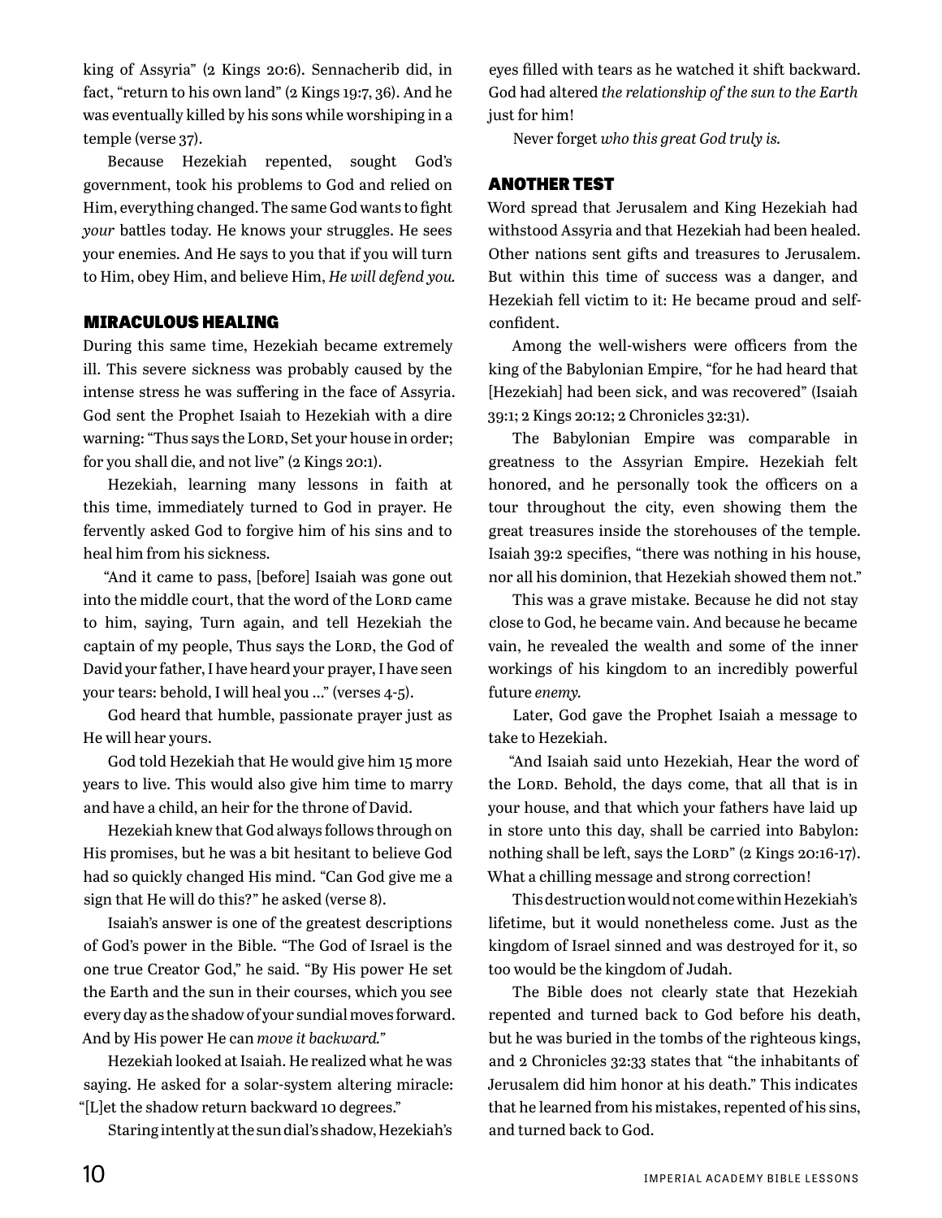king of Assyria" (2 Kings 20:6). Sennacherib did, in fact, "return to his own land" (2 Kings 19:7, 36). And he was eventually killed by his sons while worshiping in a temple (verse 37).

Because Hezekiah repented, sought God's government, took his problems to God and relied on Him, everything changed. The same God wants to fight *your* battles today. He knows your struggles. He sees your enemies. And He says to you that if you will turn to Him, obey Him, and believe Him, *He will defend you.*

## MIRACULOUS HEALING

During this same time, Hezekiah became extremely ill. This severe sickness was probably caused by the intense stress he was suffering in the face of Assyria. God sent the Prophet Isaiah to Hezekiah with a dire warning: "Thus says the Lord, Set your house in order; for you shall die, and not live" (2 Kings 20:1).

Hezekiah, learning many lessons in faith at this time, immediately turned to God in prayer. He fervently asked God to forgive him of his sins and to heal him from his sickness.

"And it came to pass, [before] Isaiah was gone out into the middle court, that the word of the Lord came to him, saying, Turn again, and tell Hezekiah the captain of my people, Thus says the Lord, the God of David your father, I have heard your prayer, I have seen your tears: behold, I will heal you …" (verses 4-5).

God heard that humble, passionate prayer just as He will hear yours.

God told Hezekiah that He would give him 15 more years to live. This would also give him time to marry and have a child, an heir for the throne of David.

Hezekiah knew that God always follows through on His promises, but he was a bit hesitant to believe God had so quickly changed His mind. "Can God give me a sign that He will do this?" he asked (verse 8).

Isaiah's answer is one of the greatest descriptions of God's power in the Bible. "The God of Israel is the one true Creator God," he said. "By His power He set the Earth and the sun in their courses, which you see every day as the shadow of your sundial moves forward. And by His power He can *move it backward.*"

Hezekiah looked at Isaiah. He realized what he was saying. He asked for a solar-system altering miracle: "[L]et the shadow return backward 10 degrees."

Staring intently at the sun dial's shadow, Hezekiah's eyes filled with tears as he watched it shift backward. God had altered *the relationship of the sun to the Earth* just for him!

Never forget *who this great God truly is.*

## ANOTHER TEST

Word spread that Jerusalem and King Hezekiah had withstood Assyria and that Hezekiah had been healed. Other nations sent gifts and treasures to Jerusalem. But within this time of success was a danger, and Hezekiah fell victim to it: He became proud and self-confident.

Among the well-wishers were officers from the king of the Babylonian Empire, "for he had heard that [Hezekiah] had been sick, and was recovered" (Isaiah 39:1; 2 Kings 20:12; 2 Chronicles 32:31).

The Babylonian Empire was comparable in greatness to the Assyrian Empire. Hezekiah felt honored, and he personally took the officers on a tour throughout the city, even showing them the great treasures inside the storehouses of the temple. Isaiah 39:2 specifies, "there was nothing in his house, nor all his dominion, that Hezekiah showed them not."

This was a grave mistake. Because he did not stay close to God, he became vain. And because he became vain, he revealed the wealth and some of the inner workings of his kingdom to an incredibly powerful future *enemy.*

Later, God gave the Prophet Isaiah a message to take to Hezekiah.

"And Isaiah said unto Hezekiah, Hear the word of the Lord. Behold, the days come, that all that is in your house, and that which your fathers have laid up in store unto this day, shall be carried into Babylon: nothing shall be left, says the Lord" (2 Kings 20:16-17). What a chilling message and strong correction!

This destruction would not come within Hezekiah's lifetime, but it would nonetheless come. Just as the kingdom of Israel sinned and was destroyed for it, so too would be the kingdom of Judah.

The Bible does not clearly state that Hezekiah repented and turned back to God before his death, but he was buried in the tombs of the righteous kings, and 2 Chronicles 32:33 states that "the inhabitants of Jerusalem did him honor at his death." This indicates that he learned from his mistakes, repented of his sins, and turned back to God.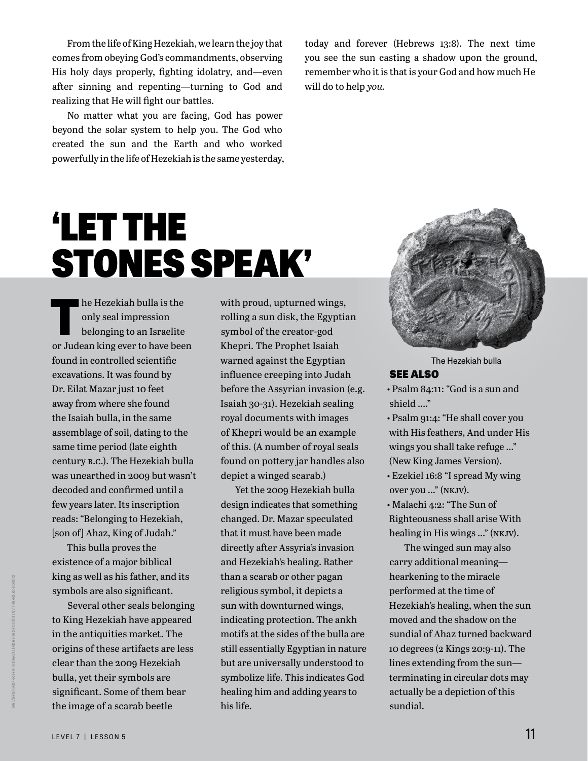From the life of King Hezekiah, we learn the joy that comes from obeying God's commandments, observing His holy days properly, fighting idolatry, and—even after sinning and repenting—turning to God and realizing that He will fight our battles.

No matter what you are facing, God has power beyond the solar system to help you. The God who created the sun and the Earth and who worked powerfully in the life of Hezekiah is the same yesterday, today and forever (Hebrews 13:8). The next time you see the sun casting a shadow upon the ground, remember who it is that is your God and how much He will do to help *you.*

# 'LET THE STONES SPEAK'

The Hezekiah bulla is the only seal impression belonging to an Israelite or Judean king ever to have been found in controlled scientific excavations. It was found by Dr. Eilat Mazar just 10 feet away from where she found the Isaiah bulla, in the same assemblage of soil, dating to the same time period (late eighth century B.C.). The Hezekiah bulla was unearthed in 2009 but wasn't decoded and confirmed until a few years later. Its inscription reads: "Belonging to Hezekiah, [son of] Ahaz, King of Judah."

This bulla proves the existence of a major biblical king as well as his father, and its symbols are also significant.

Several other seals belonging to King Hezekiah have appeared in the antiquities market. The origins of these artifacts are less clear than the 2009 Hezekiah bulla, yet their symbols are significant. Some of them bear the image of a scarab beetle with proud, upturned wings, rolling a sun disk, the Egyptian symbol of the creator-god Khepri. The Prophet Isaiah warned against the Egyptian influence creeping into Judah before the Assyrian invasion (e.g. Isaiah 30-31). Hezekiah sealing royal documents with images of Khepri would be an example of this. (A number of royal seals found on pottery jar handles also depict a winged scarab.)

Yet the 2009 Hezekiah bulla design indicates that something changed. Dr. Mazar speculated that it must have been made directly after Assyria's invasion and Hezekiah's healing. Rather than a scarab or other pagan religious symbol, it depicts a sun with downturned wings, indicating protection. The ankh motifs at the sides of the bulla are still essentially Egyptian in nature but are universally understood to symbolize life. This indicates God healing him and adding years to his life.

The Hezekiah bulla

COURTESY ISRAEL ANTIQUITIES AUTHORITY/PHOTO: REESE ZOELLNER/IAA

### SEE ALSO

- Psalm 84:11: "God is a sun and shield …."
- Psalm 91:4: "He shall cover you with His feathers, And under His wings you shall take refuge …" (New King James Version).
- Ezekiel 16:8 "I spread My wing over you …" (NKJV).
- Malachi 4:2: "The Sun of Righteousness shall arise With healing in His wings …" (NKJV).

The winged sun may also carry additional meaning—hearkening to the miracle performed at the time of Hezekiah's healing, when the sun moved and the shadow on the sundial of Ahaz turned backward 10 degrees (2 Kings 20:9-11). The lines extending from the sun—terminating in circular dots may actually be a depiction of this sundial.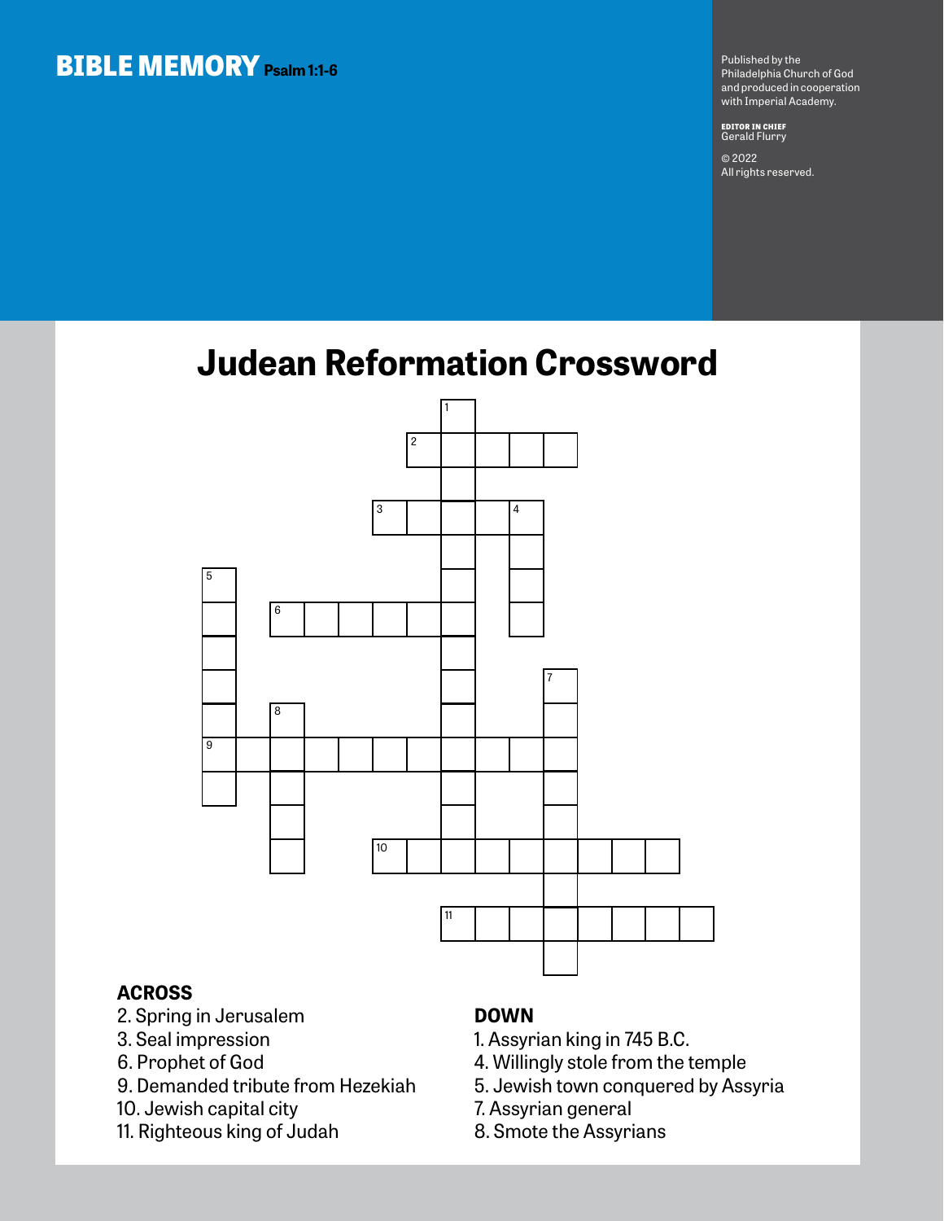# BIBLE MEMORY Psalm 1:1-6

Published by the Philadelphia Church of God and produced in cooperation with Imperial Academy.

EDITOR IN CHIEF
Gerald Flurry

© 2022
All rights reserved.

## Judean Reformation Crossword

### ACROSS

2. Spring in Jerusalem
3. Seal impression
6. Prophet of God
9. Demanded tribute from Hezekiah
10. Jewish capital city
11. Righteous king of Judah

### DOWN

1. Assyrian king in 745 B.C.
4. Willingly stole from the temple
5. Jewish town conquered by Assyria
7. Assyrian general
8. Smote the Assyrians